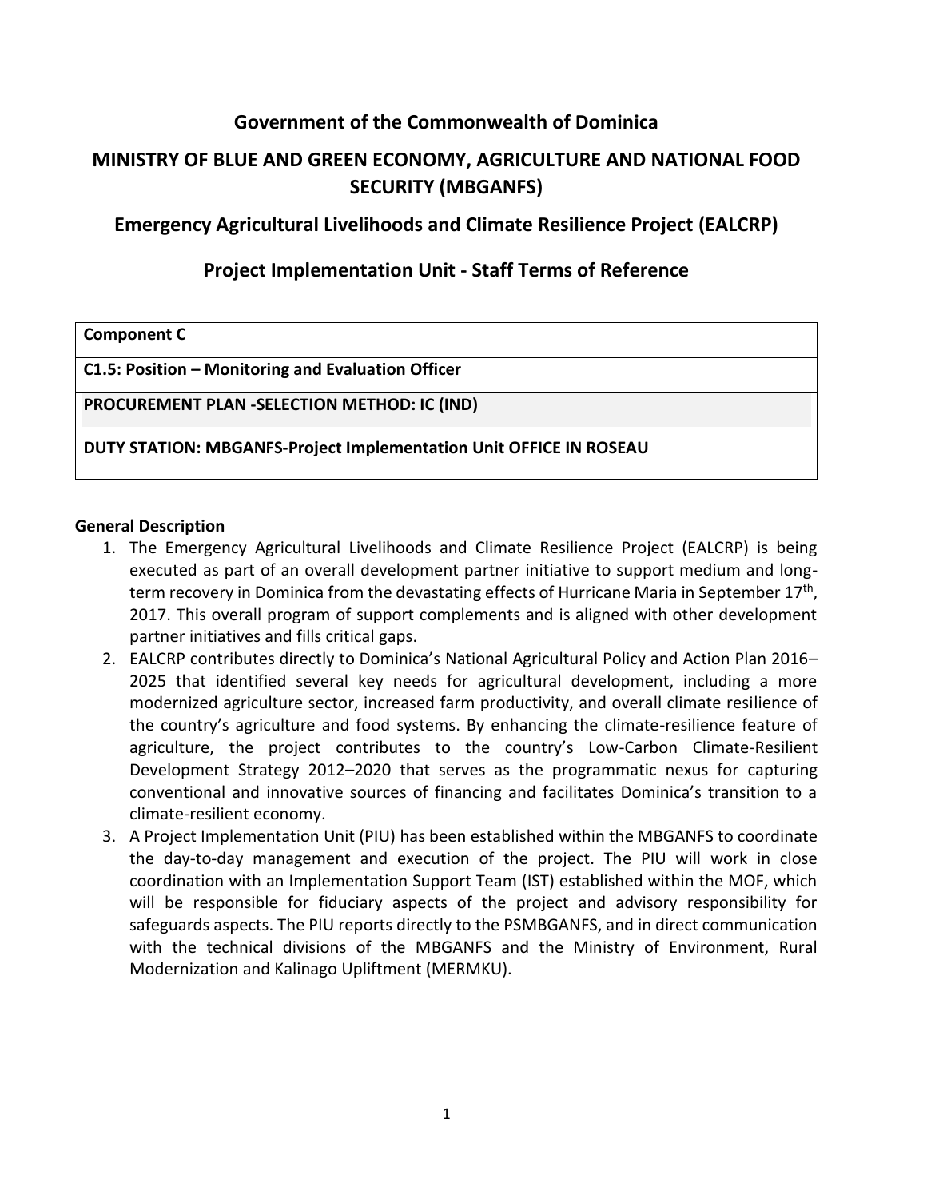# Government of the Commonwealth of Dominica

## MINISTRY OF BLUE AND GREEN ECONOMY, AGRICULTURE AND NATIONAL FOOD SECURITY (MBGANFS)

## Emergency Agricultural Livelihoods and Climate Resilience Project (EALCRP)

## Project Implementation Unit - Staff Terms of Reference

| **Component C** |
|---|
| **C1.5: Position – Monitoring and Evaluation Officer** |
| **PROCUREMENT PLAN -SELECTION METHOD: IC (IND)** |
| **DUTY STATION: MBGANFS-Project Implementation Unit OFFICE IN ROSEAU** |

**General Description**

1. The Emergency Agricultural Livelihoods and Climate Resilience Project (EALCRP) is being executed as part of an overall development partner initiative to support medium and long-term recovery in Dominica from the devastating effects of Hurricane Maria in September 17th, 2017. This overall program of support complements and is aligned with other development partner initiatives and fills critical gaps.
2. EALCRP contributes directly to Dominica's National Agricultural Policy and Action Plan 2016–2025 that identified several key needs for agricultural development, including a more modernized agriculture sector, increased farm productivity, and overall climate resilience of the country's agriculture and food systems. By enhancing the climate-resilience feature of agriculture, the project contributes to the country's Low-Carbon Climate-Resilient Development Strategy 2012–2020 that serves as the programmatic nexus for capturing conventional and innovative sources of financing and facilitates Dominica's transition to a climate-resilient economy.
3. A Project Implementation Unit (PIU) has been established within the MBGANFS to coordinate the day-to-day management and execution of the project. The PIU will work in close coordination with an Implementation Support Team (IST) established within the MOF, which will be responsible for fiduciary aspects of the project and advisory responsibility for safeguards aspects. The PIU reports directly to the PSMBGANFS, and in direct communication with the technical divisions of the MBGANFS and the Ministry of Environment, Rural Modernization and Kalinago Upliftment (MERMKU).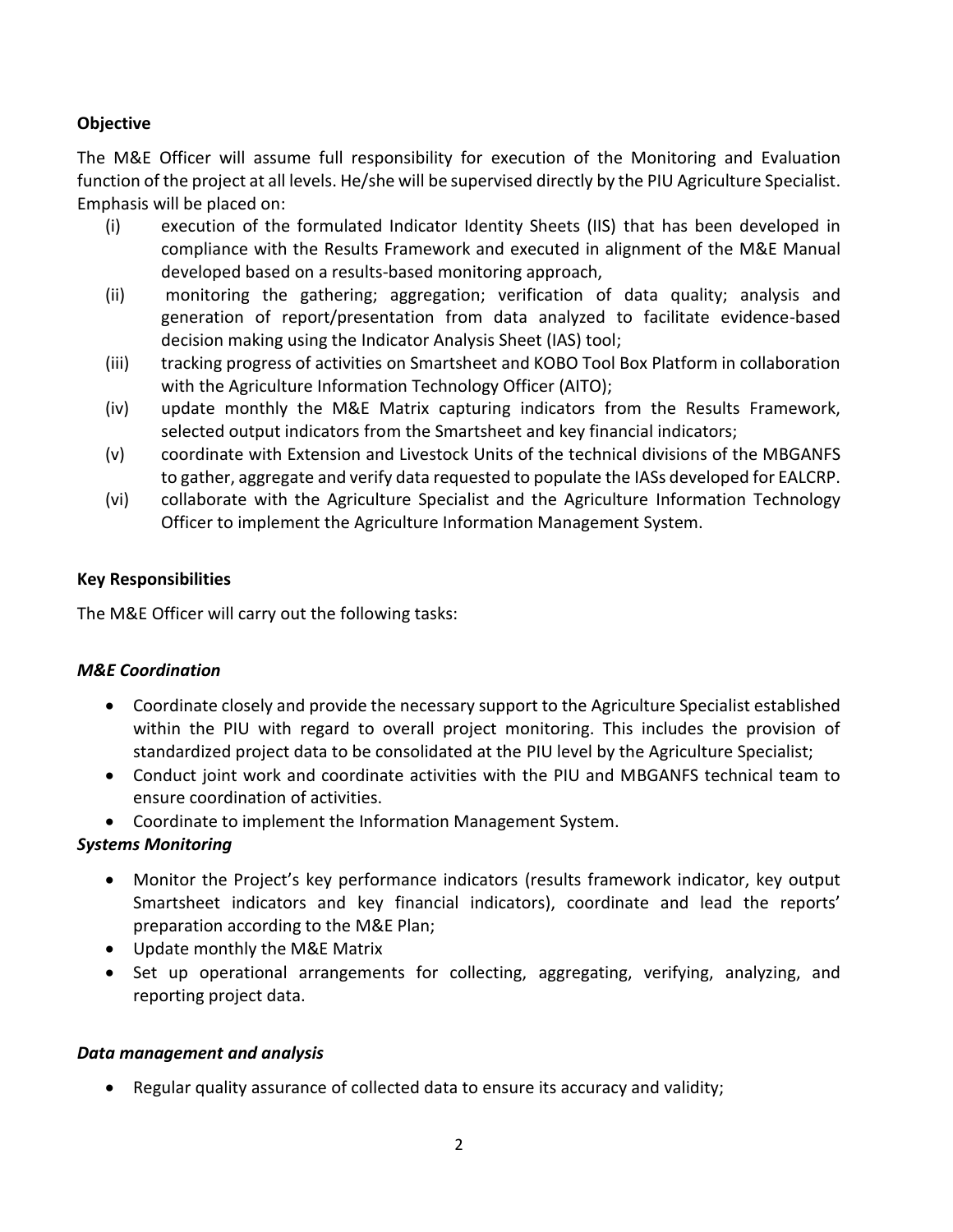**Objective**

The M&E Officer will assume full responsibility for execution of the Monitoring and Evaluation function of the project at all levels. He/she will be supervised directly by the PIU Agriculture Specialist. Emphasis will be placed on:

(i) execution of the formulated Indicator Identity Sheets (IIS) that has been developed in compliance with the Results Framework and executed in alignment of the M&E Manual developed based on a results-based monitoring approach,

(ii) monitoring the gathering; aggregation; verification of data quality; analysis and generation of report/presentation from data analyzed to facilitate evidence-based decision making using the Indicator Analysis Sheet (IAS) tool;

(iii) tracking progress of activities on Smartsheet and KOBO Tool Box Platform in collaboration with the Agriculture Information Technology Officer (AITO);

(iv) update monthly the M&E Matrix capturing indicators from the Results Framework, selected output indicators from the Smartsheet and key financial indicators;

(v) coordinate with Extension and Livestock Units of the technical divisions of the MBGANFS to gather, aggregate and verify data requested to populate the IASs developed for EALCRP.

(vi) collaborate with the Agriculture Specialist and the Agriculture Information Technology Officer to implement the Agriculture Information Management System.

**Key Responsibilities**

The M&E Officer will carry out the following tasks:

***M&E Coordination***

- Coordinate closely and provide the necessary support to the Agriculture Specialist established within the PIU with regard to overall project monitoring. This includes the provision of standardized project data to be consolidated at the PIU level by the Agriculture Specialist;
- Conduct joint work and coordinate activities with the PIU and MBGANFS technical team to ensure coordination of activities.
- Coordinate to implement the Information Management System.

***Systems Monitoring***

- Monitor the Project's key performance indicators (results framework indicator, key output Smartsheet indicators and key financial indicators), coordinate and lead the reports' preparation according to the M&E Plan;
- Update monthly the M&E Matrix
- Set up operational arrangements for collecting, aggregating, verifying, analyzing, and reporting project data.

***Data management and analysis***

- Regular quality assurance of collected data to ensure its accuracy and validity;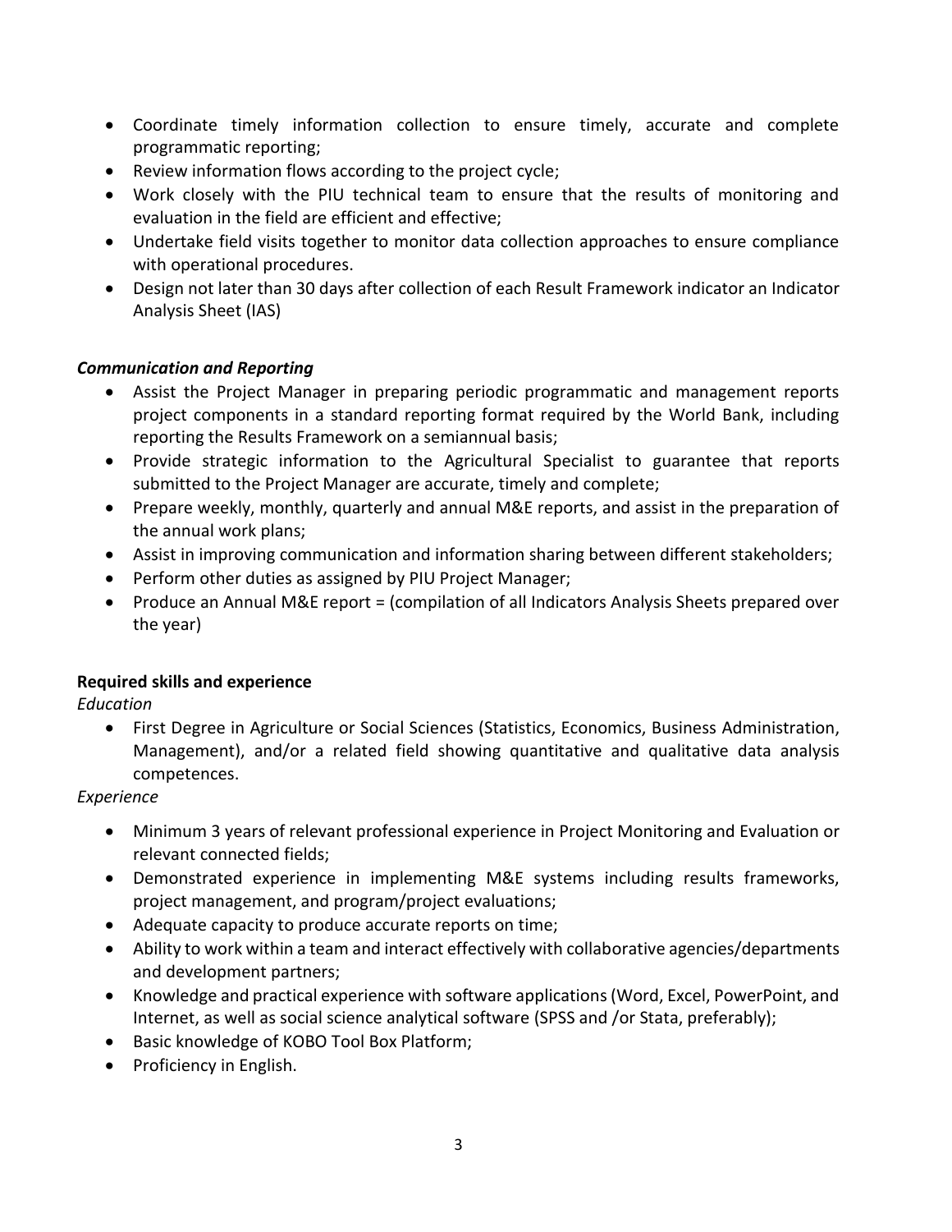- Coordinate timely information collection to ensure timely, accurate and complete programmatic reporting;
- Review information flows according to the project cycle;
- Work closely with the PIU technical team to ensure that the results of monitoring and evaluation in the field are efficient and effective;
- Undertake field visits together to monitor data collection approaches to ensure compliance with operational procedures.
- Design not later than 30 days after collection of each Result Framework indicator an Indicator Analysis Sheet (IAS)

***Communication and Reporting***

- Assist the Project Manager in preparing periodic programmatic and management reports project components in a standard reporting format required by the World Bank, including reporting the Results Framework on a semiannual basis;
- Provide strategic information to the Agricultural Specialist to guarantee that reports submitted to the Project Manager are accurate, timely and complete;
- Prepare weekly, monthly, quarterly and annual M&E reports, and assist in the preparation of the annual work plans;
- Assist in improving communication and information sharing between different stakeholders;
- Perform other duties as assigned by PIU Project Manager;
- Produce an Annual M&E report = (compilation of all Indicators Analysis Sheets prepared over the year)

**Required skills and experience**

*Education*

- First Degree in Agriculture or Social Sciences (Statistics, Economics, Business Administration, Management), and/or a related field showing quantitative and qualitative data analysis competences.

*Experience*

- Minimum 3 years of relevant professional experience in Project Monitoring and Evaluation or relevant connected fields;
- Demonstrated experience in implementing M&E systems including results frameworks, project management, and program/project evaluations;
- Adequate capacity to produce accurate reports on time;
- Ability to work within a team and interact effectively with collaborative agencies/departments and development partners;
- Knowledge and practical experience with software applications (Word, Excel, PowerPoint, and Internet, as well as social science analytical software (SPSS and /or Stata, preferably);
- Basic knowledge of KOBO Tool Box Platform;
- Proficiency in English.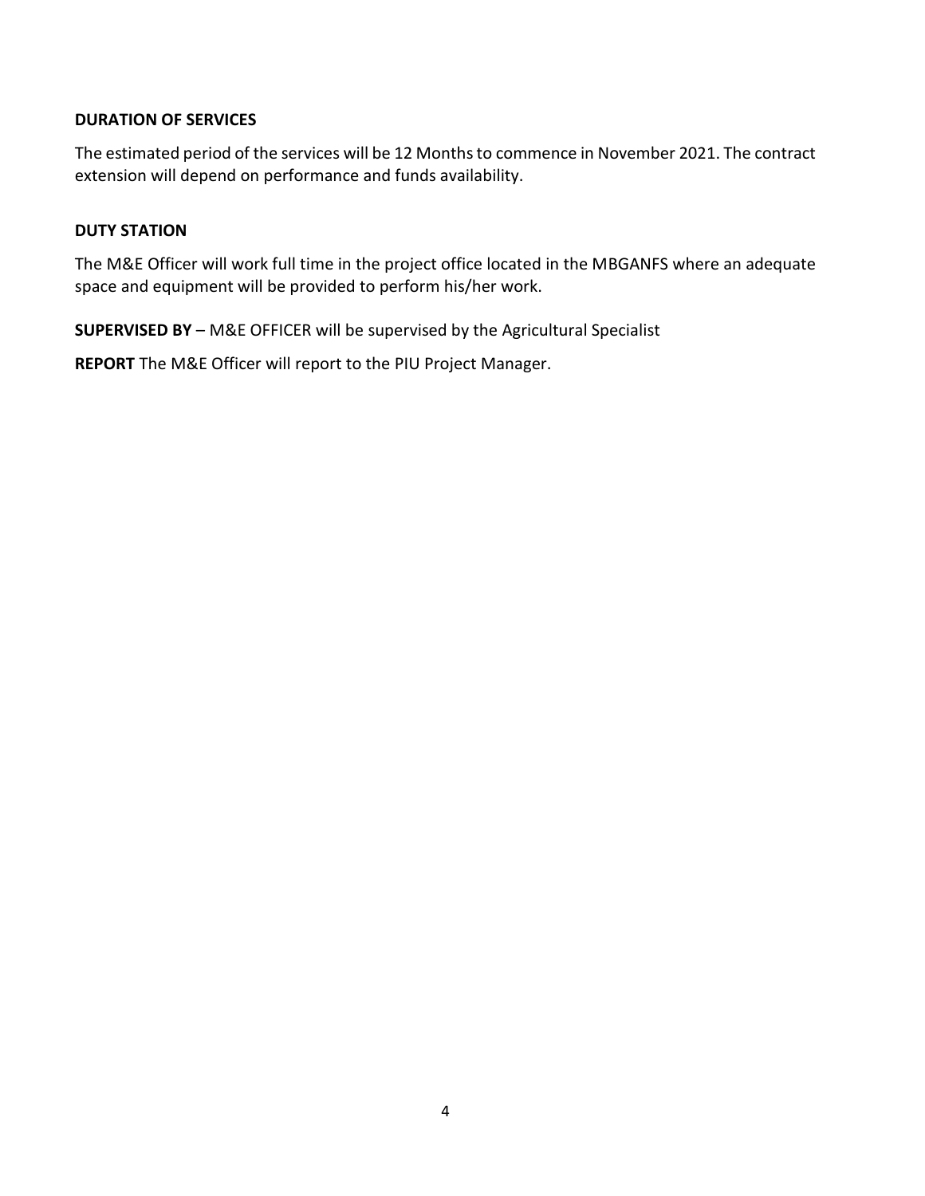### DURATION OF SERVICES

The estimated period of the services will be 12 Months to commence in November 2021. The contract extension will depend on performance and funds availability.

### DUTY STATION

The M&E Officer will work full time in the project office located in the MBGANFS where an adequate space and equipment will be provided to perform his/her work.

**SUPERVISED BY** – M&E OFFICER will be supervised by the Agricultural Specialist

**REPORT** The M&E Officer will report to the PIU Project Manager.